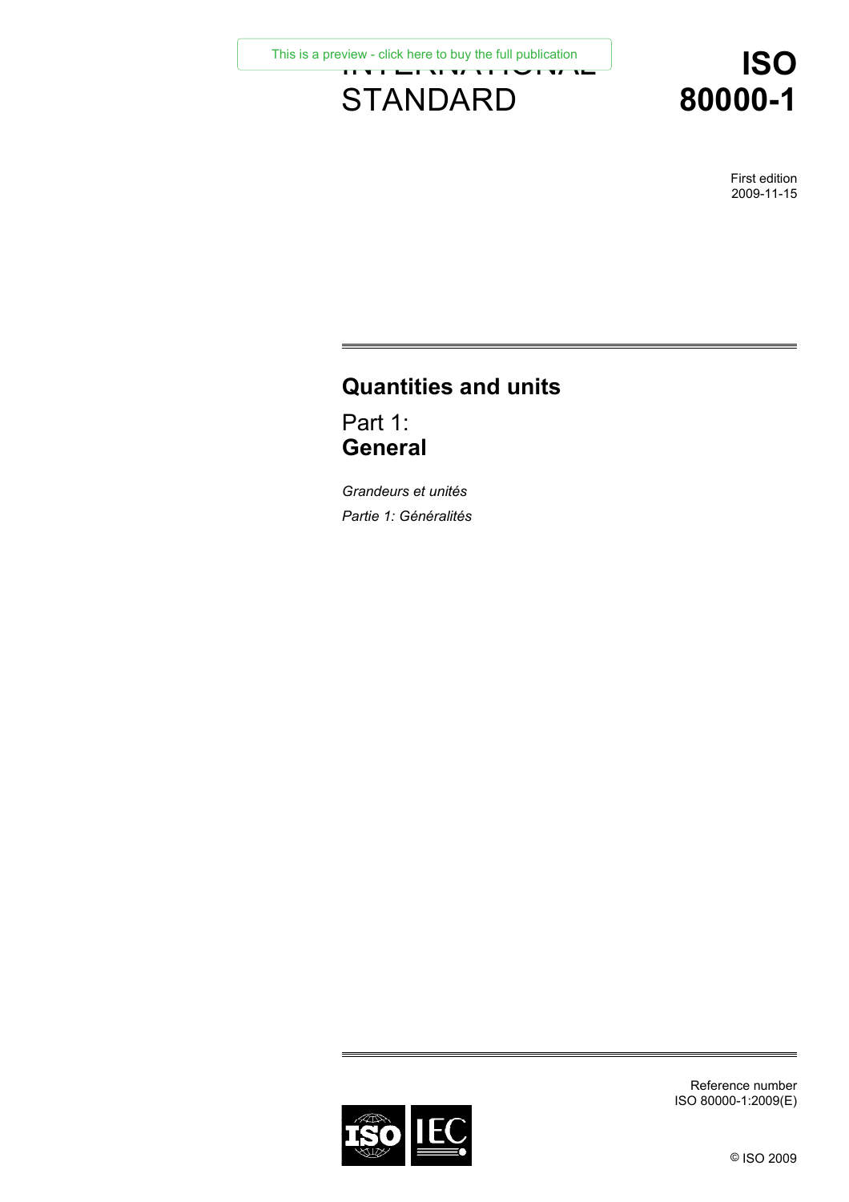This is a preview - click here to buy the full publication

INTERNATIONAL STANDARD

# ISO 80000-1

First edition
2009-11-15

# Quantities and units

## Part 1: **General**

*Grandeurs et unités*

*Partie 1: Généralités*

Reference number
ISO 80000-1:2009(E)

© ISO 2009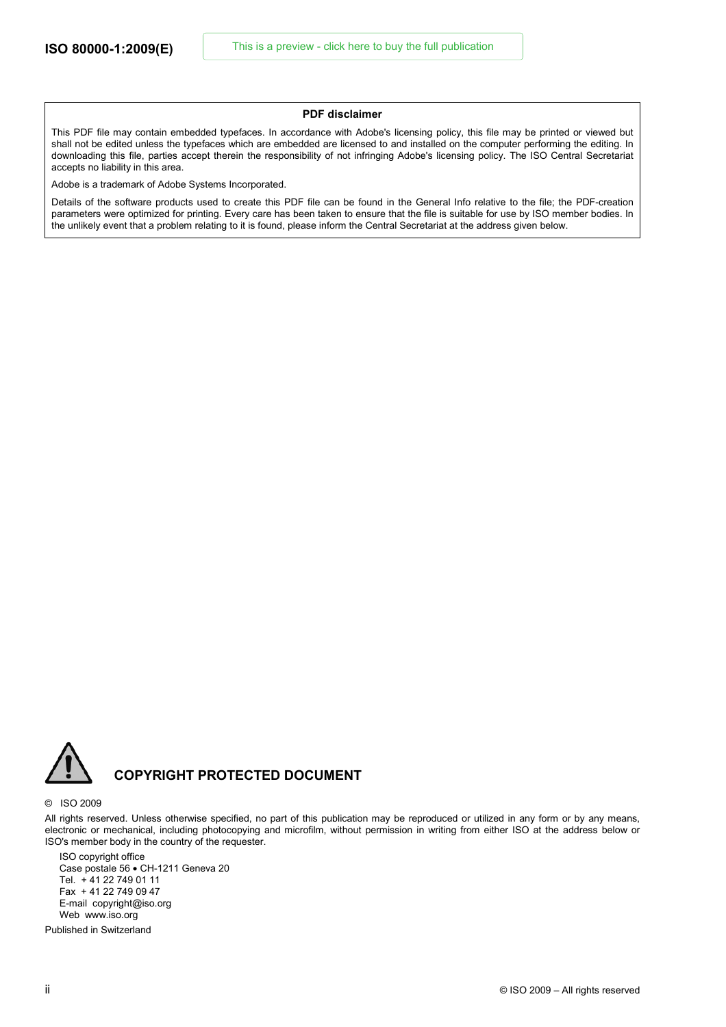**PDF disclaimer**

This PDF file may contain embedded typefaces. In accordance with Adobe's licensing policy, this file may be printed or viewed but shall not be edited unless the typefaces which are embedded are licensed to and installed on the computer performing the editing. In downloading this file, parties accept therein the responsibility of not infringing Adobe's licensing policy. The ISO Central Secretariat accepts no liability in this area.

Adobe is a trademark of Adobe Systems Incorporated.

Details of the software products used to create this PDF file can be found in the General Info relative to the file; the PDF-creation parameters were optimized for printing. Every care has been taken to ensure that the file is suitable for use by ISO member bodies. In the unlikely event that a problem relating to it is found, please inform the Central Secretariat at the address given below.

## COPYRIGHT PROTECTED DOCUMENT

© ISO 2009

All rights reserved. Unless otherwise specified, no part of this publication may be reproduced or utilized in any form or by any means, electronic or mechanical, including photocopying and microfilm, without permission in writing from either ISO at the address below or ISO's member body in the country of the requester.

ISO copyright office
Case postale 56 • CH-1211 Geneva 20
Tel. + 41 22 749 01 11
Fax + 41 22 749 09 47
E-mail copyright@iso.org
Web www.iso.org

Published in Switzerland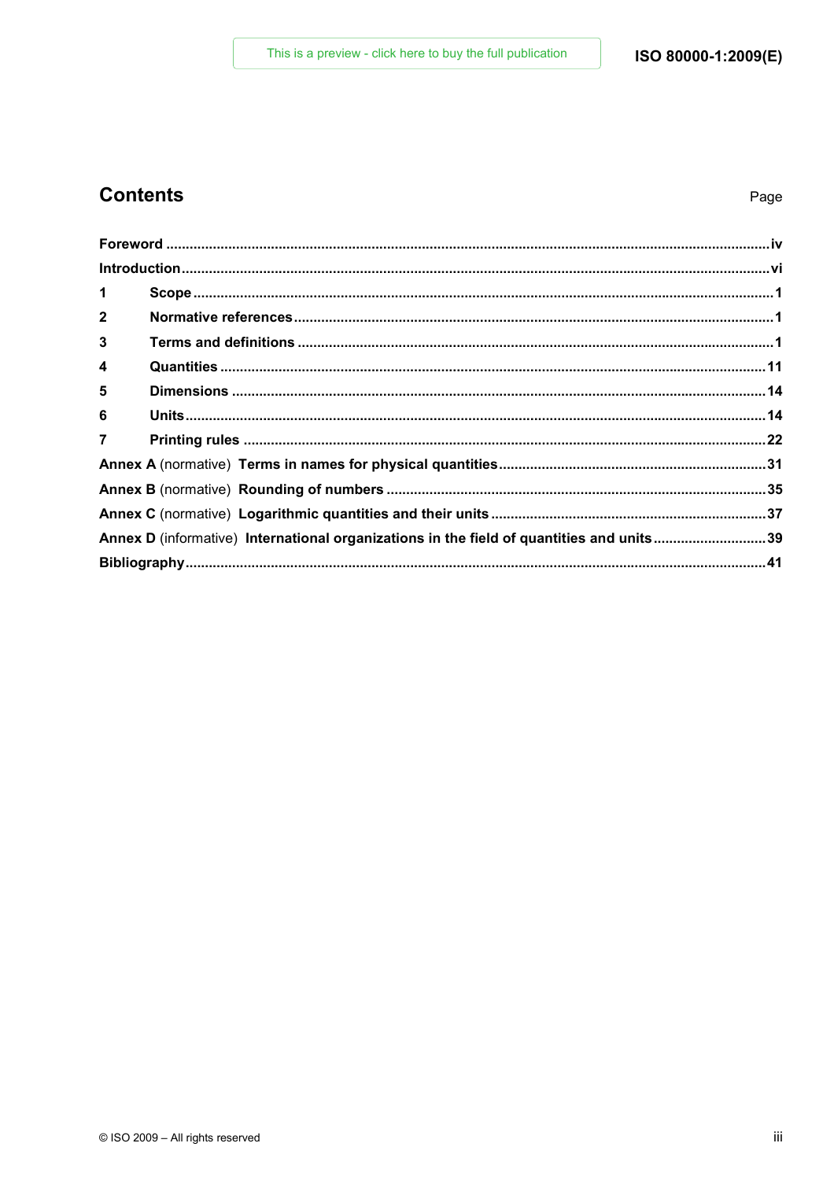# Contents

Page

| | |
|---|---|
| **Foreword** | **iv** |
| **Introduction** | **vi** |
| **1 Scope** | **1** |
| **2 Normative references** | **1** |
| **3 Terms and definitions** | **1** |
| **4 Quantities** | **11** |
| **5 Dimensions** | **14** |
| **6 Units** | **14** |
| **7 Printing rules** | **22** |
| **Annex A** (normative) **Terms in names for physical quantities** | **31** |
| **Annex B** (normative) **Rounding of numbers** | **35** |
| **Annex C** (normative) **Logarithmic quantities and their units** | **37** |
| **Annex D** (informative) **International organizations in the field of quantities and units** | **39** |
| **Bibliography** | **41** |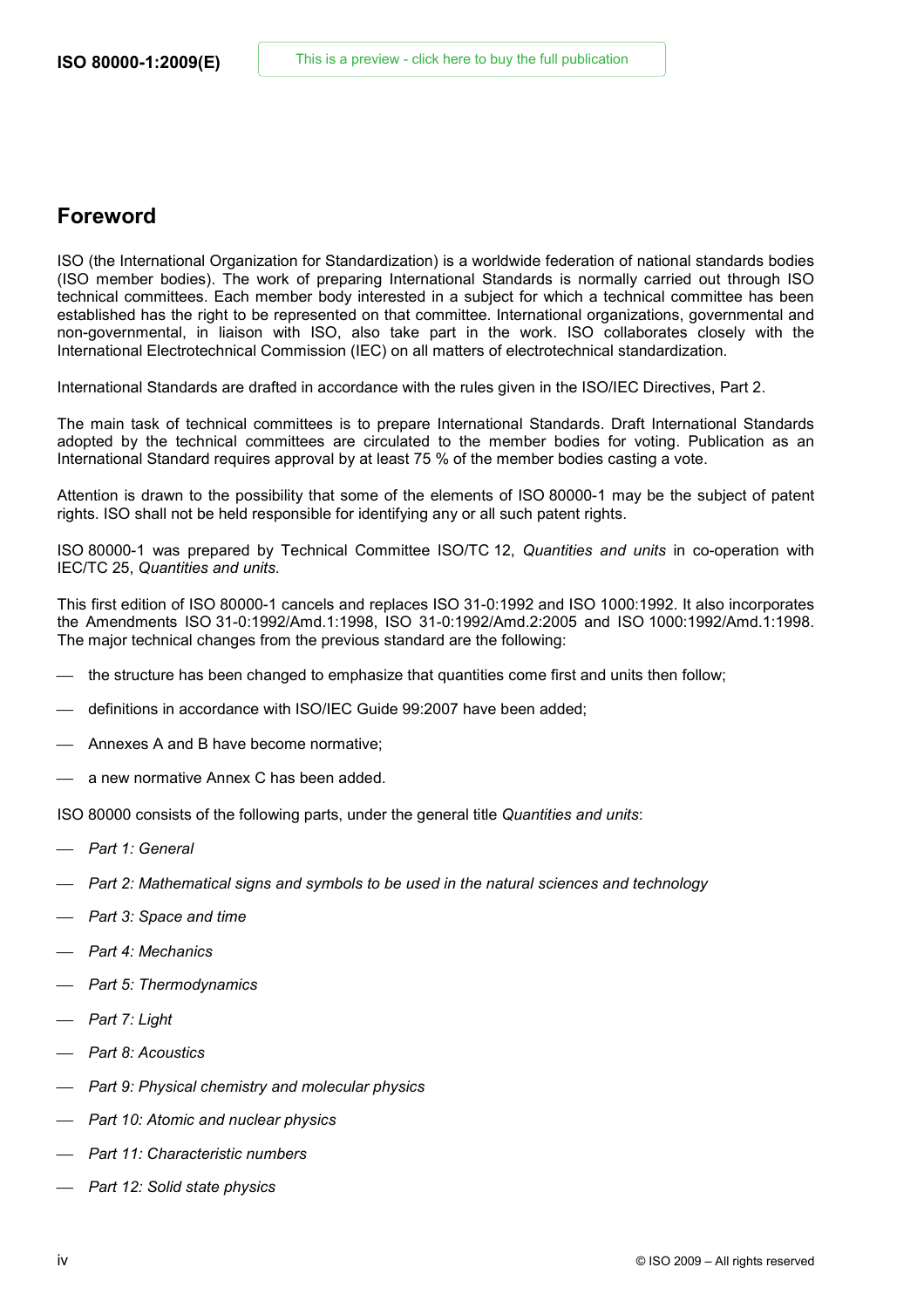## Foreword

ISO (the International Organization for Standardization) is a worldwide federation of national standards bodies (ISO member bodies). The work of preparing International Standards is normally carried out through ISO technical committees. Each member body interested in a subject for which a technical committee has been established has the right to be represented on that committee. International organizations, governmental and non-governmental, in liaison with ISO, also take part in the work. ISO collaborates closely with the International Electrotechnical Commission (IEC) on all matters of electrotechnical standardization.

International Standards are drafted in accordance with the rules given in the ISO/IEC Directives, Part 2.

The main task of technical committees is to prepare International Standards. Draft International Standards adopted by the technical committees are circulated to the member bodies for voting. Publication as an International Standard requires approval by at least 75 % of the member bodies casting a vote.

Attention is drawn to the possibility that some of the elements of ISO 80000-1 may be the subject of patent rights. ISO shall not be held responsible for identifying any or all such patent rights.

ISO 80000-1 was prepared by Technical Committee ISO/TC 12, *Quantities and units* in co-operation with IEC/TC 25, *Quantities and units*.

This first edition of ISO 80000-1 cancels and replaces ISO 31-0:1992 and ISO 1000:1992. It also incorporates the Amendments ISO 31-0:1992/Amd.1:1998, ISO 31-0:1992/Amd.2:2005 and ISO 1000:1992/Amd.1:1998. The major technical changes from the previous standard are the following:

- the structure has been changed to emphasize that quantities come first and units then follow;
- definitions in accordance with ISO/IEC Guide 99:2007 have been added;
- Annexes A and B have become normative;
- a new normative Annex C has been added.

ISO 80000 consists of the following parts, under the general title *Quantities and units*:

- *Part 1: General*
- *Part 2: Mathematical signs and symbols to be used in the natural sciences and technology*
- *Part 3: Space and time*
- *Part 4: Mechanics*
- *Part 5: Thermodynamics*
- *Part 7: Light*
- *Part 8: Acoustics*
- *Part 9: Physical chemistry and molecular physics*
- *Part 10: Atomic and nuclear physics*
- *Part 11: Characteristic numbers*
- *Part 12: Solid state physics*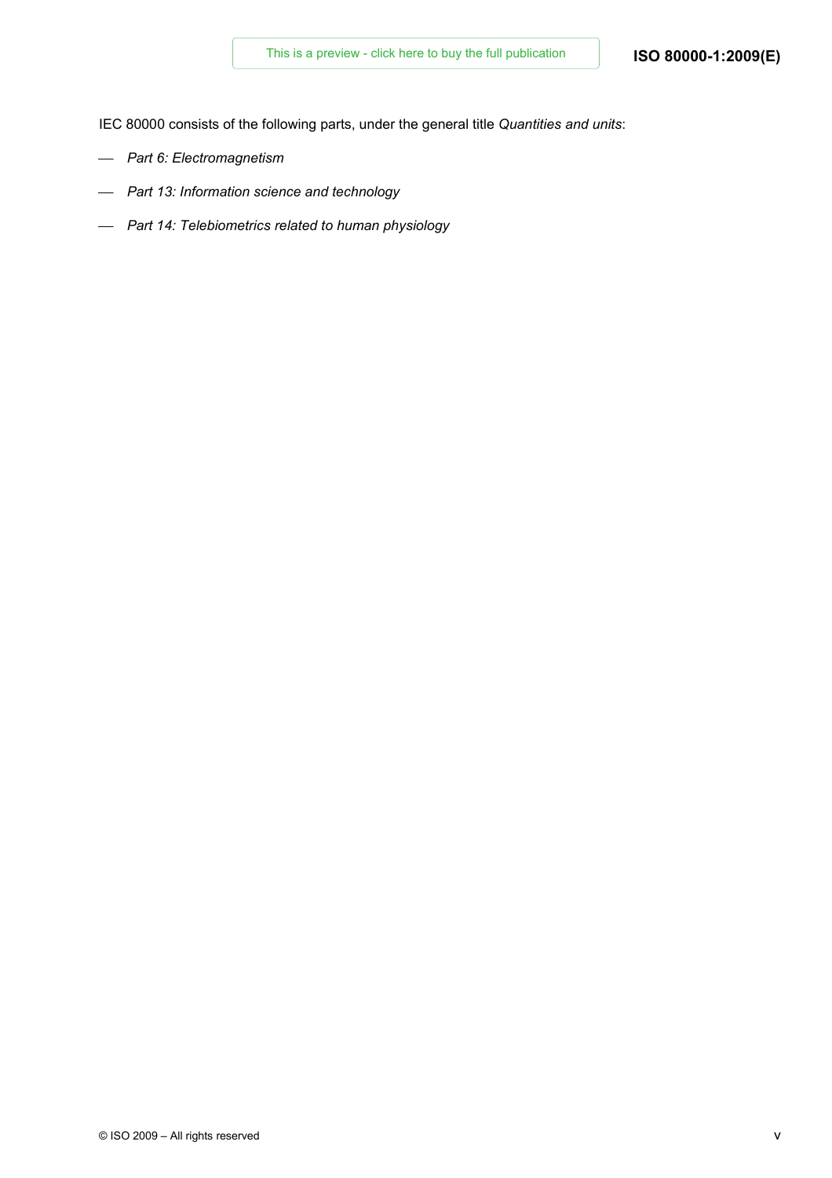IEC 80000 consists of the following parts, under the general title *Quantities and units*:

- *Part 6: Electromagnetism*
- *Part 13: Information science and technology*
- *Part 14: Telebiometrics related to human physiology*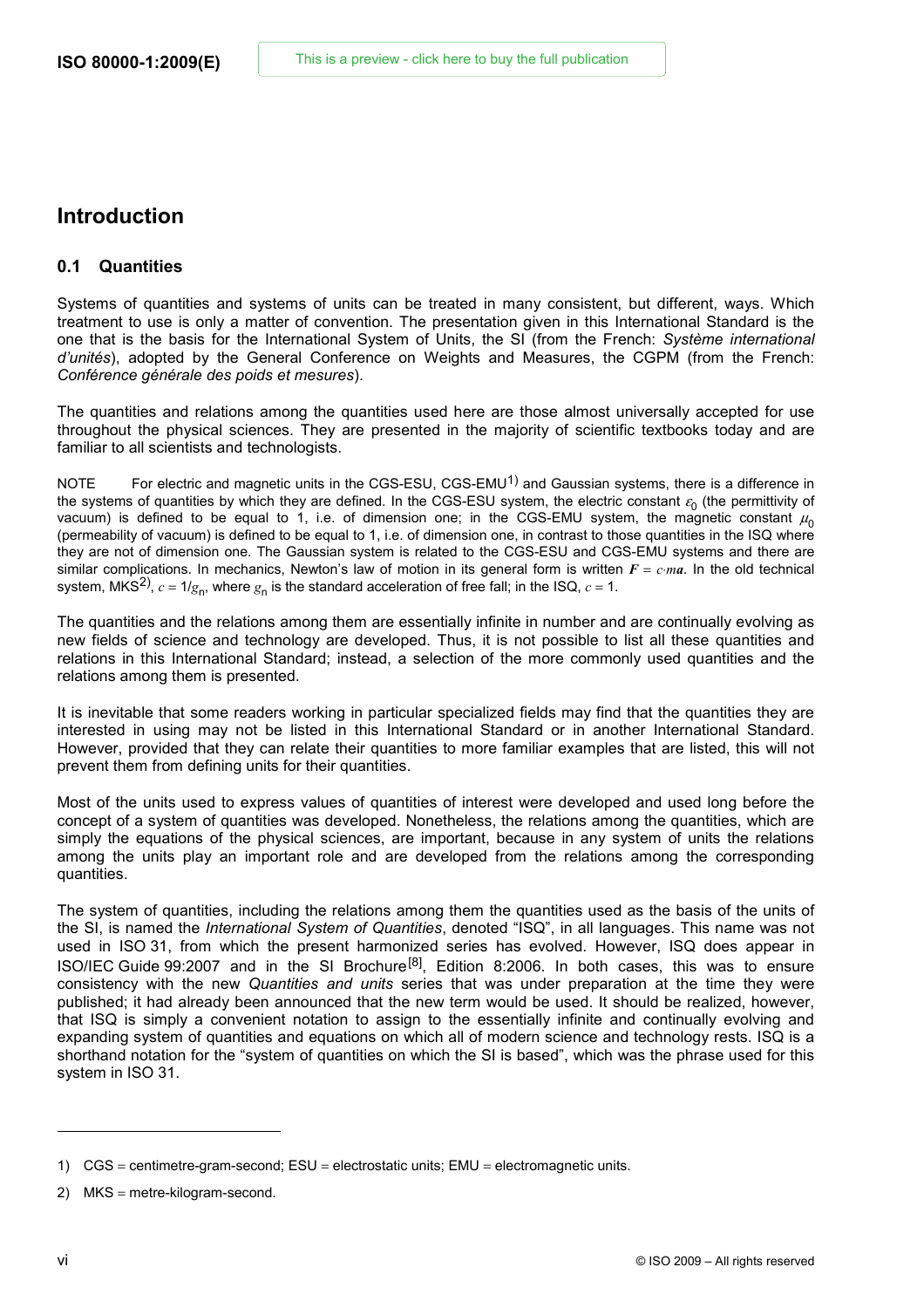## Introduction

### 0.1 Quantities

Systems of quantities and systems of units can be treated in many consistent, but different, ways. Which treatment to use is only a matter of convention. The presentation given in this International Standard is the one that is the basis for the International System of Units, the SI (from the French: *Système international d'unités*), adopted by the General Conference on Weights and Measures, the CGPM (from the French: *Conférence générale des poids et mesures*).

The quantities and relations among the quantities used here are those almost universally accepted for use throughout the physical sciences. They are presented in the majority of scientific textbooks today and are familiar to all scientists and technologists.

NOTE For electric and magnetic units in the CGS-ESU, CGS-EMU[1] and Gaussian systems, there is a difference in the systems of quantities by which they are defined. In the CGS-ESU system, the electric constant $\varepsilon_0$ (the permittivity of vacuum) is defined to be equal to 1, i.e. of dimension one; in the CGS-EMU system, the magnetic constant $\mu_0$ (permeability of vacuum) is defined to be equal to 1, i.e. of dimension one, in contrast to those quantities in the ISQ where they are not of dimension one. The Gaussian system is related to the CGS-ESU and CGS-EMU systems and there are similar complications. In mechanics, Newton's law of motion in its general form is written $\boldsymbol{F} = c \cdot m\boldsymbol{a}$. In the old technical system, MKS[2], $c = 1/g_n$, where $g_n$ is the standard acceleration of free fall; in the ISQ, $c = 1$.

The quantities and the relations among them are essentially infinite in number and are continually evolving as new fields of science and technology are developed. Thus, it is not possible to list all these quantities and relations in this International Standard; instead, a selection of the more commonly used quantities and the relations among them is presented.

It is inevitable that some readers working in particular specialized fields may find that the quantities they are interested in using may not be listed in this International Standard or in another International Standard. However, provided that they can relate their quantities to more familiar examples that are listed, this will not prevent them from defining units for their quantities.

Most of the units used to express values of quantities of interest were developed and used long before the concept of a system of quantities was developed. Nonetheless, the relations among the quantities, which are simply the equations of the physical sciences, are important, because in any system of units the relations among the units play an important role and are developed from the relations among the corresponding quantities.

The system of quantities, including the relations among them the quantities used as the basis of the units of the SI, is named the *International System of Quantities*, denoted "ISQ", in all languages. This name was not used in ISO 31, from which the present harmonized series has evolved. However, ISQ does appear in ISO/IEC Guide 99:2007 and in the SI Brochure[8], Edition 8:2006. In both cases, this was to ensure consistency with the new *Quantities and units* series that was under preparation at the time they were published; it had already been announced that the new term would be used. It should be realized, however, that ISQ is simply a convenient notation to assign to the essentially infinite and continually evolving and expanding system of quantities and equations on which all of modern science and technology rests. ISQ is a shorthand notation for the "system of quantities on which the SI is based", which was the phrase used for this system in ISO 31.

---

1) CGS = centimetre-gram-second; ESU = electrostatic units; EMU = electromagnetic units.

2) MKS = metre-kilogram-second.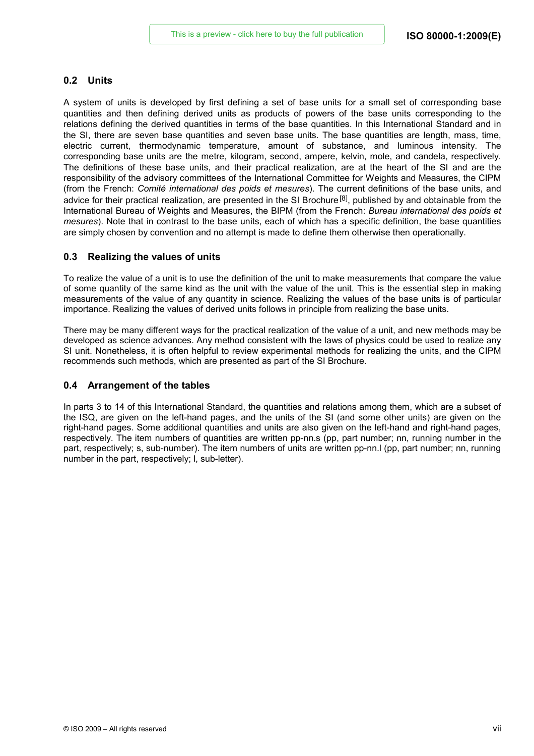## 0.2 Units

A system of units is developed by first defining a set of base units for a small set of corresponding base quantities and then defining derived units as products of powers of the base units corresponding to the relations defining the derived quantities in terms of the base quantities. In this International Standard and in the SI, there are seven base quantities and seven base units. The base quantities are length, mass, time, electric current, thermodynamic temperature, amount of substance, and luminous intensity. The corresponding base units are the metre, kilogram, second, ampere, kelvin, mole, and candela, respectively. The definitions of these base units, and their practical realization, are at the heart of the SI and are the responsibility of the advisory committees of the International Committee for Weights and Measures, the CIPM (from the French: *Comité international des poids et mesures*). The current definitions of the base units, and advice for their practical realization, are presented in the SI Brochure[8], published by and obtainable from the International Bureau of Weights and Measures, the BIPM (from the French: *Bureau international des poids et mesures*). Note that in contrast to the base units, each of which has a specific definition, the base quantities are simply chosen by convention and no attempt is made to define them otherwise then operationally.

## 0.3 Realizing the values of units

To realize the value of a unit is to use the definition of the unit to make measurements that compare the value of some quantity of the same kind as the unit with the value of the unit. This is the essential step in making measurements of the value of any quantity in science. Realizing the values of the base units is of particular importance. Realizing the values of derived units follows in principle from realizing the base units.

There may be many different ways for the practical realization of the value of a unit, and new methods may be developed as science advances. Any method consistent with the laws of physics could be used to realize any SI unit. Nonetheless, it is often helpful to review experimental methods for realizing the units, and the CIPM recommends such methods, which are presented as part of the SI Brochure.

## 0.4 Arrangement of the tables

In parts 3 to 14 of this International Standard, the quantities and relations among them, which are a subset of the ISQ, are given on the left-hand pages, and the units of the SI (and some other units) are given on the right-hand pages. Some additional quantities and units are also given on the left-hand and right-hand pages, respectively. The item numbers of quantities are written pp-nn.s (pp, part number; nn, running number in the part, respectively; s, sub-number). The item numbers of units are written pp-nn.l (pp, part number; nn, running number in the part, respectively; l, sub-letter).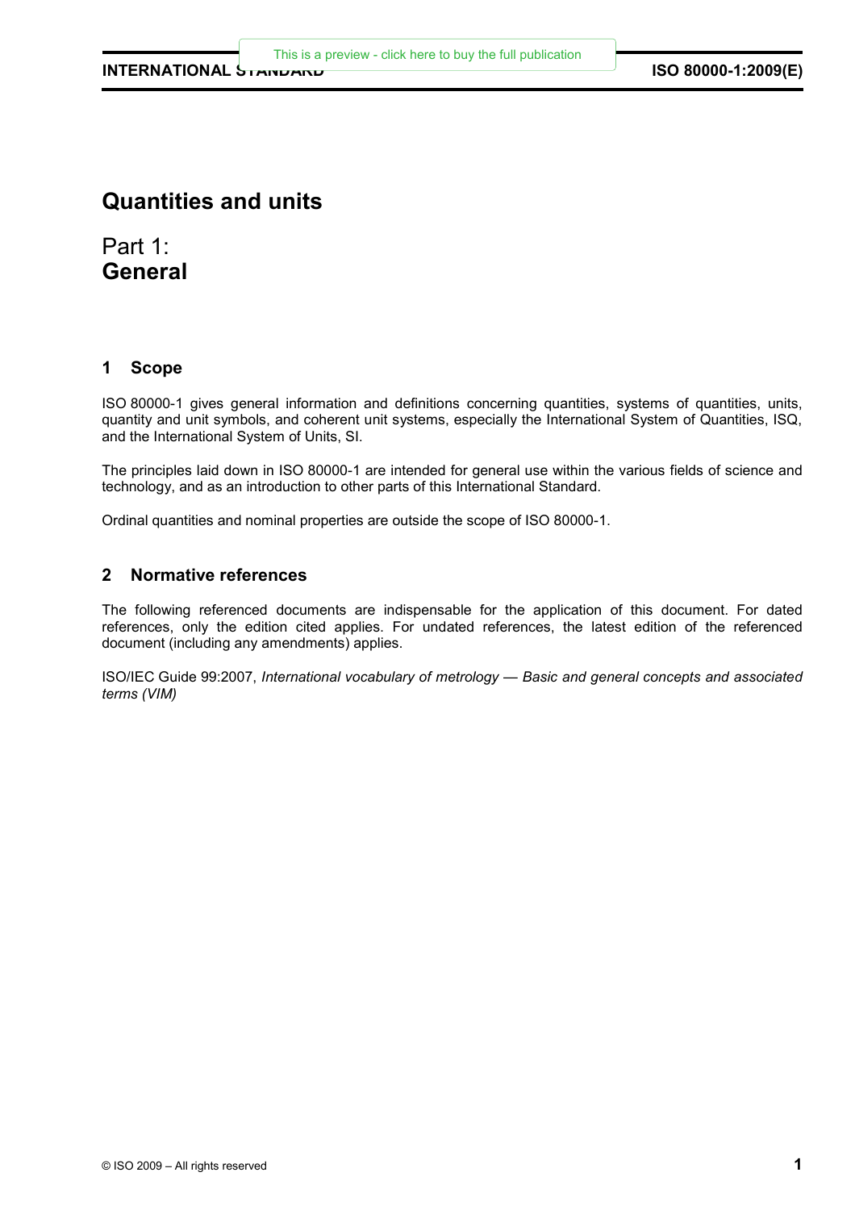# Quantities and units

## Part 1: General

## 1 Scope

ISO 80000-1 gives general information and definitions concerning quantities, systems of quantities, units, quantity and unit symbols, and coherent unit systems, especially the International System of Quantities, ISQ, and the International System of Units, SI.

The principles laid down in ISO 80000-1 are intended for general use within the various fields of science and technology, and as an introduction to other parts of this International Standard.

Ordinal quantities and nominal properties are outside the scope of ISO 80000-1.

## 2 Normative references

The following referenced documents are indispensable for the application of this document. For dated references, only the edition cited applies. For undated references, the latest edition of the referenced document (including any amendments) applies.

ISO/IEC Guide 99:2007, *International vocabulary of metrology — Basic and general concepts and associated terms (VIM)*